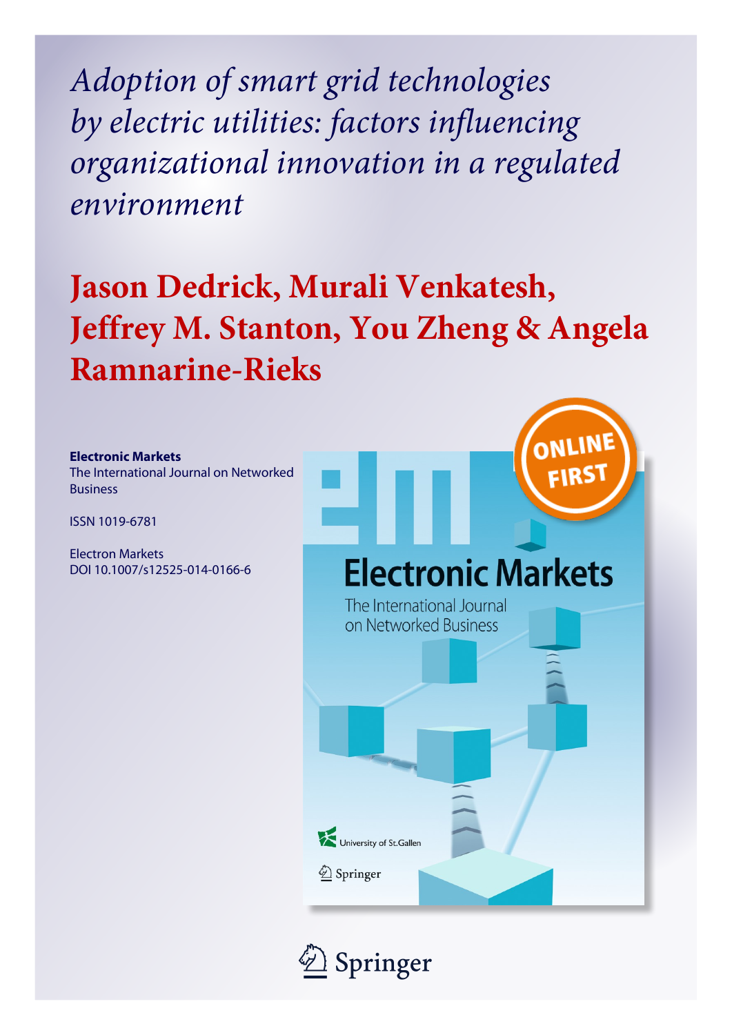# *Adoption of smart grid technologies by electric utilities: factors influencing organizational innovation in a regulated environment*

## Jason Dedrick, Murali Venkatesh, Jeffrey M. Stanton, You Zheng & Angela Ramnarine-Rieks

**Electronic Markets**
The International Journal on Networked Business

ISSN 1019-6781

Electron Markets
DOI 10.1007/s12525-014-0166-6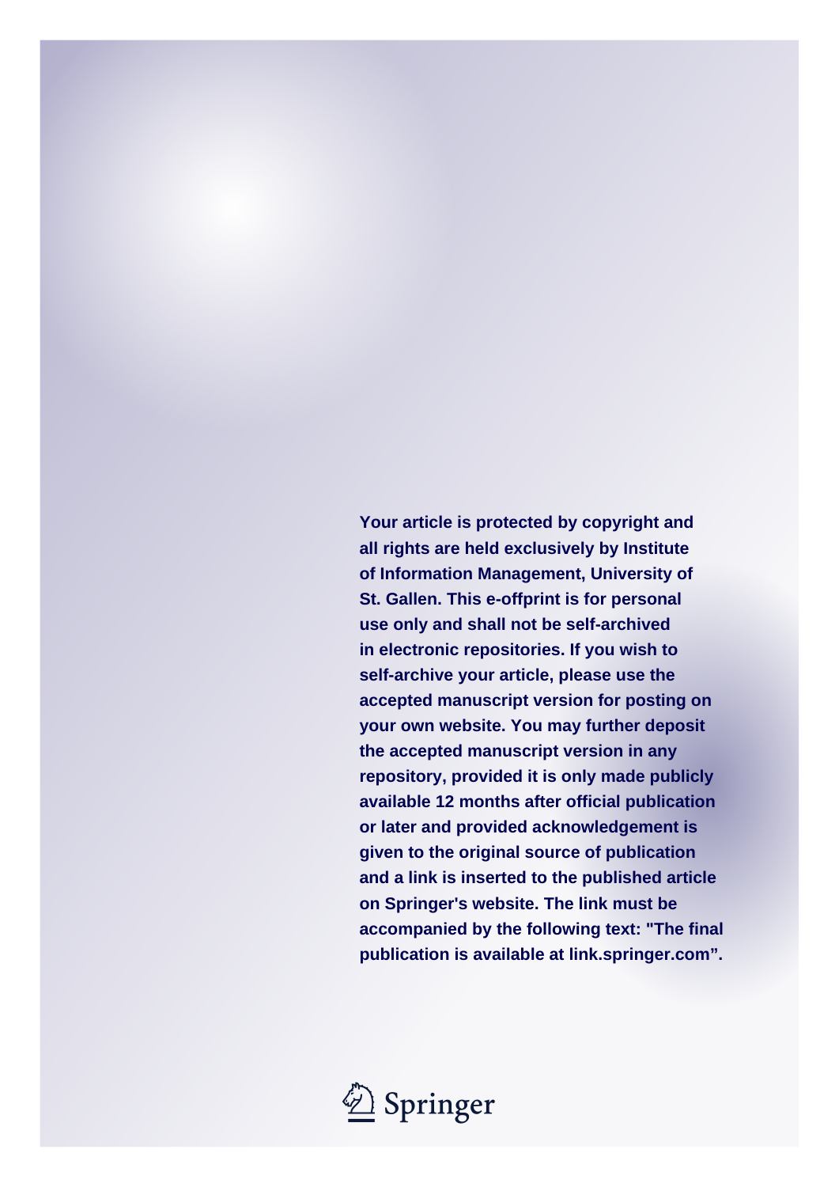Your article is protected by copyright and all rights are held exclusively by Institute of Information Management, University of St. Gallen. This e-offprint is for personal use only and shall not be self-archived in electronic repositories. If you wish to self-archive your article, please use the accepted manuscript version for posting on your own website. You may further deposit the accepted manuscript version in any repository, provided it is only made publicly available 12 months after official publication or later and provided acknowledgement is given to the original source of publication and a link is inserted to the published article on Springer's website. The link must be accompanied by the following text: "The final publication is available at link.springer.com".

Springer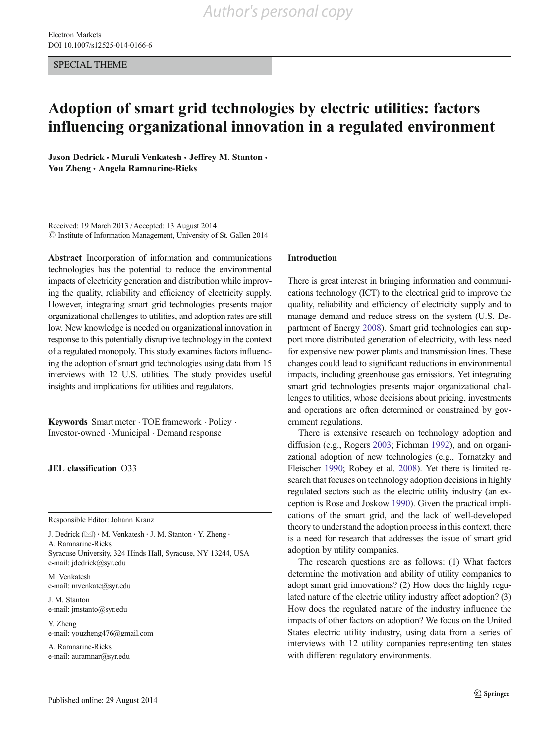Author's personal copy

SPECIAL THEME

# Adoption of smart grid technologies by electric utilities: factors influencing organizational innovation in a regulated environment

**Jason Dedrick · Murali Venkatesh · Jeffrey M. Stanton · You Zheng · Angela Ramnarine-Rieks**

Received: 19 March 2013 / Accepted: 13 August 2014
© Institute of Information Management, University of St. Gallen 2014

**Abstract** Incorporation of information and communications technologies has the potential to reduce the environmental impacts of electricity generation and distribution while improving the quality, reliability and efficiency of electricity supply. However, integrating smart grid technologies presents major organizational challenges to utilities, and adoption rates are still low. New knowledge is needed on organizational innovation in response to this potentially disruptive technology in the context of a regulated monopoly. This study examines factors influencing the adoption of smart grid technologies using data from 15 interviews with 12 U.S. utilities. The study provides useful insights and implications for utilities and regulators.

**Keywords** Smart meter · TOE framework · Policy · Investor-owned · Municipal · Demand response

**JEL classification** O33

Responsible Editor: Johann Kranz

J. Dedrick (✉) · M. Venkatesh · J. M. Stanton · Y. Zheng · A. Ramnarine-Rieks
Syracuse University, 324 Hinds Hall, Syracuse, NY 13244, USA
e-mail: jdedrick@syr.edu

M. Venkatesh
e-mail: mvenkate@syr.edu

J. M. Stanton
e-mail: jmstanto@syr.edu

Y. Zheng
e-mail: youzheng476@gmail.com

A. Ramnarine-Rieks
e-mail: auramnar@syr.edu

## Introduction

There is great interest in bringing information and communications technology (ICT) to the electrical grid to improve the quality, reliability and efficiency of electricity supply and to manage demand and reduce stress on the system (U.S. Department of Energy 2008). Smart grid technologies can support more distributed generation of electricity, with less need for expensive new power plants and transmission lines. These changes could lead to significant reductions in environmental impacts, including greenhouse gas emissions. Yet integrating smart grid technologies presents major organizational challenges to utilities, whose decisions about pricing, investments and operations are often determined or constrained by government regulations.

There is extensive research on technology adoption and diffusion (e.g., Rogers 2003; Fichman 1992), and on organizational adoption of new technologies (e.g., Tornatzky and Fleischer 1990; Robey et al. 2008). Yet there is limited research that focuses on technology adoption decisions in highly regulated sectors such as the electric utility industry (an exception is Rose and Joskow 1990). Given the practical implications of the smart grid, and the lack of well-developed theory to understand the adoption process in this context, there is a need for research that addresses the issue of smart grid adoption by utility companies.

The research questions are as follows: (1) What factors determine the motivation and ability of utility companies to adopt smart grid innovations? (2) How does the highly regulated nature of the electric utility industry affect adoption? (3) How does the regulated nature of the industry influence the impacts of other factors on adoption? We focus on the United States electric utility industry, using data from a series of interviews with 12 utility companies representing ten states with different regulatory environments.

Published online: 29 August 2014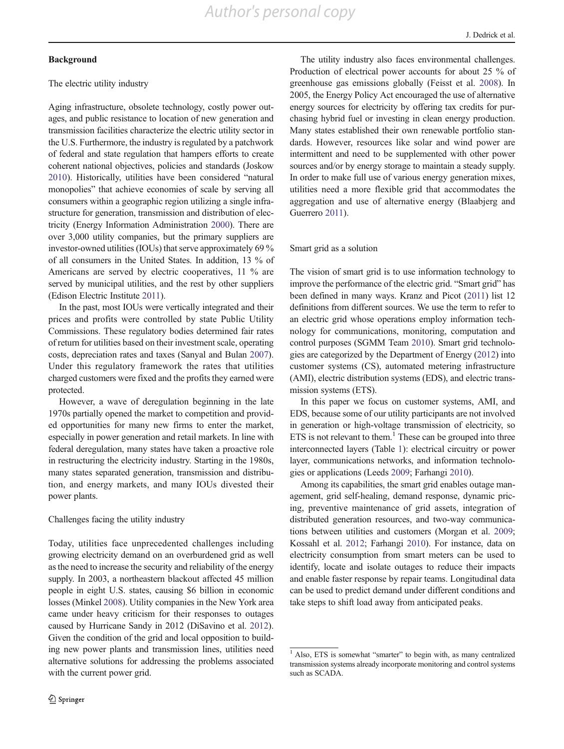## Background

### The electric utility industry

Aging infrastructure, obsolete technology, costly power outages, and public resistance to location of new generation and transmission facilities characterize the electric utility sector in the U.S. Furthermore, the industry is regulated by a patchwork of federal and state regulation that hampers efforts to create coherent national objectives, policies and standards (Joskow 2010). Historically, utilities have been considered "natural monopolies" that achieve economies of scale by serving all consumers within a geographic region utilizing a single infrastructure for generation, transmission and distribution of electricity (Energy Information Administration 2000). There are over 3,000 utility companies, but the primary suppliers are investor-owned utilities (IOUs) that serve approximately 69 % of all consumers in the United States. In addition, 13 % of Americans are served by electric cooperatives, 11 % are served by municipal utilities, and the rest by other suppliers (Edison Electric Institute 2011).

In the past, most IOUs were vertically integrated and their prices and profits were controlled by state Public Utility Commissions. These regulatory bodies determined fair rates of return for utilities based on their investment scale, operating costs, depreciation rates and taxes (Sanyal and Bulan 2007). Under this regulatory framework the rates that utilities charged customers were fixed and the profits they earned were protected.

However, a wave of deregulation beginning in the late 1970s partially opened the market to competition and provided opportunities for many new firms to enter the market, especially in power generation and retail markets. In line with federal deregulation, many states have taken a proactive role in restructuring the electricity industry. Starting in the 1980s, many states separated generation, transmission and distribution, and energy markets, and many IOUs divested their power plants.

### Challenges facing the utility industry

Today, utilities face unprecedented challenges including growing electricity demand on an overburdened grid as well as the need to increase the security and reliability of the energy supply. In 2003, a northeastern blackout affected 45 million people in eight U.S. states, causing $6 billion in economic losses (Minkel 2008). Utility companies in the New York area came under heavy criticism for their responses to outages caused by Hurricane Sandy in 2012 (DiSavino et al. 2012). Given the condition of the grid and local opposition to building new power plants and transmission lines, utilities need alternative solutions for addressing the problems associated with the current power grid.

The utility industry also faces environmental challenges. Production of electrical power accounts for about 25 % of greenhouse gas emissions globally (Feisst et al. 2008). In 2005, the Energy Policy Act encouraged the use of alternative energy sources for electricity by offering tax credits for purchasing hybrid fuel or investing in clean energy production. Many states established their own renewable portfolio standards. However, resources like solar and wind power are intermittent and need to be supplemented with other power sources and/or by energy storage to maintain a steady supply. In order to make full use of various energy generation mixes, utilities need a more flexible grid that accommodates the aggregation and use of alternative energy (Blaabjerg and Guerrero 2011).

### Smart grid as a solution

The vision of smart grid is to use information technology to improve the performance of the electric grid. "Smart grid" has been defined in many ways. Kranz and Picot (2011) list 12 definitions from different sources. We use the term to refer to an electric grid whose operations employ information technology for communications, monitoring, computation and control purposes (SGMM Team 2010). Smart grid technologies are categorized by the Department of Energy (2012) into customer systems (CS), automated metering infrastructure (AMI), electric distribution systems (EDS), and electric transmission systems (ETS).

In this paper we focus on customer systems, AMI, and EDS, because some of our utility participants are not involved in generation or high-voltage transmission of electricity, so ETS is not relevant to them.[1] These can be grouped into three interconnected layers (Table 1): electrical circuitry or power layer, communications networks, and information technologies or applications (Leeds 2009; Farhangi 2010).

Among its capabilities, the smart grid enables outage management, grid self-healing, demand response, dynamic pricing, preventive maintenance of grid assets, integration of distributed generation resources, and two-way communications between utilities and customers (Morgan et al. 2009; Kossahl et al. 2012; Farhangi 2010). For instance, data on electricity consumption from smart meters can be used to identify, locate and isolate outages to reduce their impacts and enable faster response by repair teams. Longitudinal data can be used to predict demand under different conditions and take steps to shift load away from anticipated peaks.

[1] Also, ETS is somewhat "smarter" to begin with, as many centralized transmission systems already incorporate monitoring and control systems such as SCADA.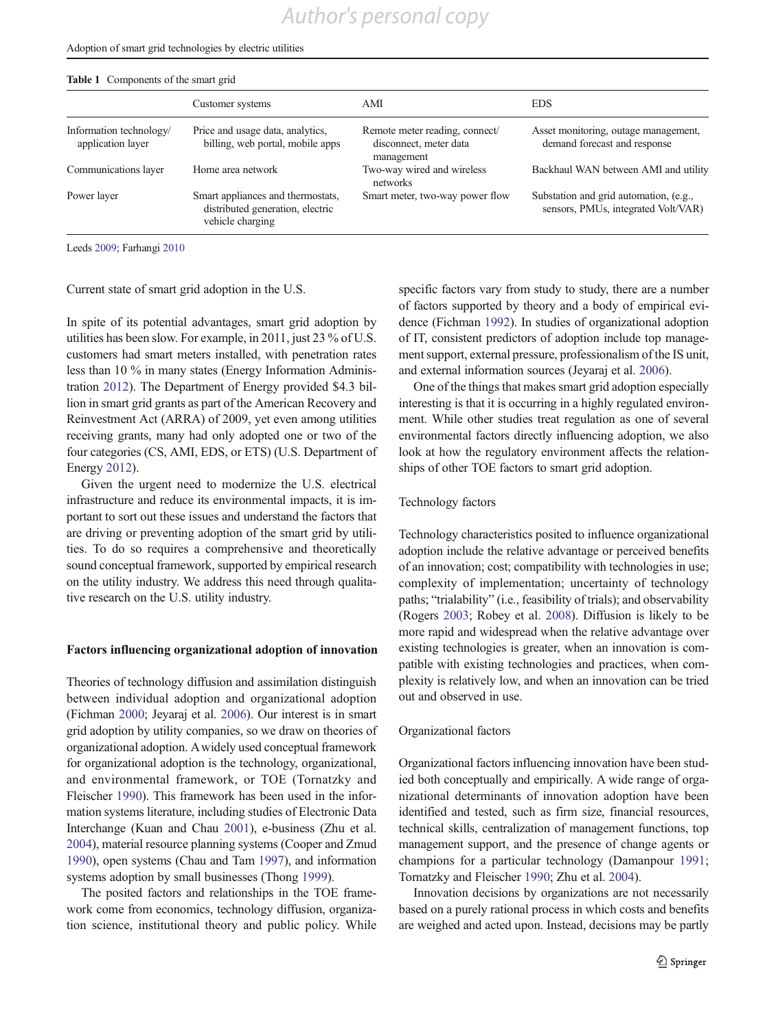**Table 1** Components of the smart grid

| | Customer systems | AMI | EDS |
|---|---|---|---|
| Information technology/ application layer | Price and usage data, analytics, billing, web portal, mobile apps | Remote meter reading, connect/ disconnect, meter data management | Asset monitoring, outage management, demand forecast and response |
| Communications layer | Home area network | Two-way wired and wireless networks | Backhaul WAN between AMI and utility |
| Power layer | Smart appliances and thermostats, distributed generation, electric vehicle charging | Smart meter, two-way power flow | Substation and grid automation, (e.g., sensors, PMUs, integrated Volt/VAR) |

Leeds 2009; Farhangi 2010

### Current state of smart grid adoption in the U.S.

In spite of its potential advantages, smart grid adoption by utilities has been slow. For example, in 2011, just 23 % of U.S. customers had smart meters installed, with penetration rates less than 10 % in many states (Energy Information Administration 2012). The Department of Energy provided $4.3 billion in smart grid grants as part of the American Recovery and Reinvestment Act (ARRA) of 2009, yet even among utilities receiving grants, many had only adopted one or two of the four categories (CS, AMI, EDS, or ETS) (U.S. Department of Energy 2012).

Given the urgent need to modernize the U.S. electrical infrastructure and reduce its environmental impacts, it is important to sort out these issues and understand the factors that are driving or preventing adoption of the smart grid by utilities. To do so requires a comprehensive and theoretically sound conceptual framework, supported by empirical research on the utility industry. We address this need through qualitative research on the U.S. utility industry.

## Factors influencing organizational adoption of innovation

Theories of technology diffusion and assimilation distinguish between individual adoption and organizational adoption (Fichman 2000; Jeyaraj et al. 2006). Our interest is in smart grid adoption by utility companies, so we draw on theories of organizational adoption. A widely used conceptual framework for organizational adoption is the technology, organizational, and environmental framework, or TOE (Tornatzky and Fleischer 1990). This framework has been used in the information systems literature, including studies of Electronic Data Interchange (Kuan and Chau 2001), e-business (Zhu et al. 2004), material resource planning systems (Cooper and Zmud 1990), open systems (Chau and Tam 1997), and information systems adoption by small businesses (Thong 1999).

The posited factors and relationships in the TOE framework come from economics, technology diffusion, organization science, institutional theory and public policy. While specific factors vary from study to study, there are a number of factors supported by theory and a body of empirical evidence (Fichman 1992). In studies of organizational adoption of IT, consistent predictors of adoption include top management support, external pressure, professionalism of the IS unit, and external information sources (Jeyaraj et al. 2006).

One of the things that makes smart grid adoption especially interesting is that it is occurring in a highly regulated environment. While other studies treat regulation as one of several environmental factors directly influencing adoption, we also look at how the regulatory environment affects the relationships of other TOE factors to smart grid adoption.

### Technology factors

Technology characteristics posited to influence organizational adoption include the relative advantage or perceived benefits of an innovation; cost; compatibility with technologies in use; complexity of implementation; uncertainty of technology paths; "trialability" (i.e., feasibility of trials); and observability (Rogers 2003; Robey et al. 2008). Diffusion is likely to be more rapid and widespread when the relative advantage over existing technologies is greater, when an innovation is compatible with existing technologies and practices, when complexity is relatively low, and when an innovation can be tried out and observed in use.

### Organizational factors

Organizational factors influencing innovation have been studied both conceptually and empirically. A wide range of organizational determinants of innovation adoption have been identified and tested, such as firm size, financial resources, technical skills, centralization of management functions, top management support, and the presence of change agents or champions for a particular technology (Damanpour 1991; Tornatzky and Fleischer 1990; Zhu et al. 2004).

Innovation decisions by organizations are not necessarily based on a purely rational process in which costs and benefits are weighed and acted upon. Instead, decisions may be partly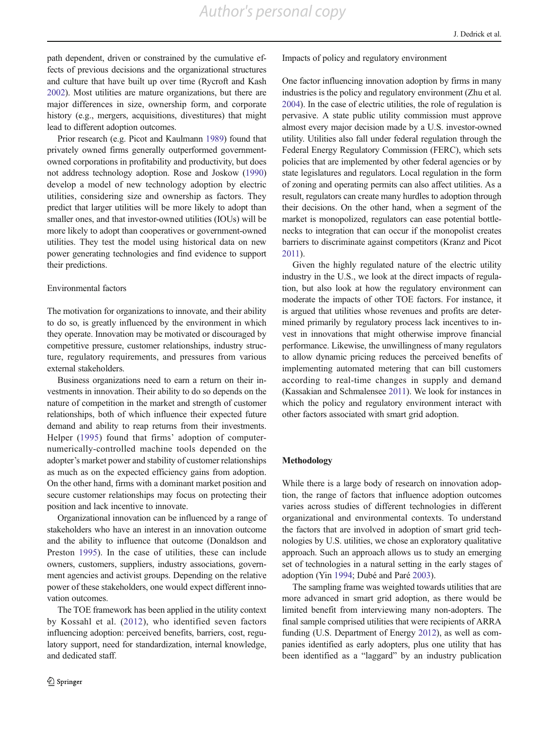path dependent, driven or constrained by the cumulative effects of previous decisions and the organizational structures and culture that have built up over time (Rycroft and Kash 2002). Most utilities are mature organizations, but there are major differences in size, ownership form, and corporate history (e.g., mergers, acquisitions, divestitures) that might lead to different adoption outcomes.

Prior research (e.g. Picot and Kaulmann 1989) found that privately owned firms generally outperformed government-owned corporations in profitability and productivity, but does not address technology adoption. Rose and Joskow (1990) develop a model of new technology adoption by electric utilities, considering size and ownership as factors. They predict that larger utilities will be more likely to adopt than smaller ones, and that investor-owned utilities (IOUs) will be more likely to adopt than cooperatives or government-owned utilities. They test the model using historical data on new power generating technologies and find evidence to support their predictions.

### Environmental factors

The motivation for organizations to innovate, and their ability to do so, is greatly influenced by the environment in which they operate. Innovation may be motivated or discouraged by competitive pressure, customer relationships, industry structure, regulatory requirements, and pressures from various external stakeholders.

Business organizations need to earn a return on their investments in innovation. Their ability to do so depends on the nature of competition in the market and strength of customer relationships, both of which influence their expected future demand and ability to reap returns from their investments. Helper (1995) found that firms' adoption of computer-numerically-controlled machine tools depended on the adopter's market power and stability of customer relationships as much as on the expected efficiency gains from adoption. On the other hand, firms with a dominant market position and secure customer relationships may focus on protecting their position and lack incentive to innovate.

Organizational innovation can be influenced by a range of stakeholders who have an interest in an innovation outcome and the ability to influence that outcome (Donaldson and Preston 1995). In the case of utilities, these can include owners, customers, suppliers, industry associations, government agencies and activist groups. Depending on the relative power of these stakeholders, one would expect different innovation outcomes.

The TOE framework has been applied in the utility context by Kossahl et al. (2012), who identified seven factors influencing adoption: perceived benefits, barriers, cost, regulatory support, need for standardization, internal knowledge, and dedicated staff.

### Impacts of policy and regulatory environment

One factor influencing innovation adoption by firms in many industries is the policy and regulatory environment (Zhu et al. 2004). In the case of electric utilities, the role of regulation is pervasive. A state public utility commission must approve almost every major decision made by a U.S. investor-owned utility. Utilities also fall under federal regulation through the Federal Energy Regulatory Commission (FERC), which sets policies that are implemented by other federal agencies or by state legislatures and regulators. Local regulation in the form of zoning and operating permits can also affect utilities. As a result, regulators can create many hurdles to adoption through their decisions. On the other hand, when a segment of the market is monopolized, regulators can ease potential bottlenecks to integration that can occur if the monopolist creates barriers to discriminate against competitors (Kranz and Picot 2011).

Given the highly regulated nature of the electric utility industry in the U.S., we look at the direct impacts of regulation, but also look at how the regulatory environment can moderate the impacts of other TOE factors. For instance, it is argued that utilities whose revenues and profits are determined primarily by regulatory process lack incentives to invest in innovations that might otherwise improve financial performance. Likewise, the unwillingness of many regulators to allow dynamic pricing reduces the perceived benefits of implementing automated metering that can bill customers according to real-time changes in supply and demand (Kassakian and Schmalensee 2011). We look for instances in which the policy and regulatory environment interact with other factors associated with smart grid adoption.

## Methodology

While there is a large body of research on innovation adoption, the range of factors that influence adoption outcomes varies across studies of different technologies in different organizational and environmental contexts. To understand the factors that are involved in adoption of smart grid technologies by U.S. utilities, we chose an exploratory qualitative approach. Such an approach allows us to study an emerging set of technologies in a natural setting in the early stages of adoption (Yin 1994; Dubé and Paré 2003).

The sampling frame was weighted towards utilities that are more advanced in smart grid adoption, as there would be limited benefit from interviewing many non-adopters. The final sample comprised utilities that were recipients of ARRA funding (U.S. Department of Energy 2012), as well as companies identified as early adopters, plus one utility that has been identified as a "laggard" by an industry publication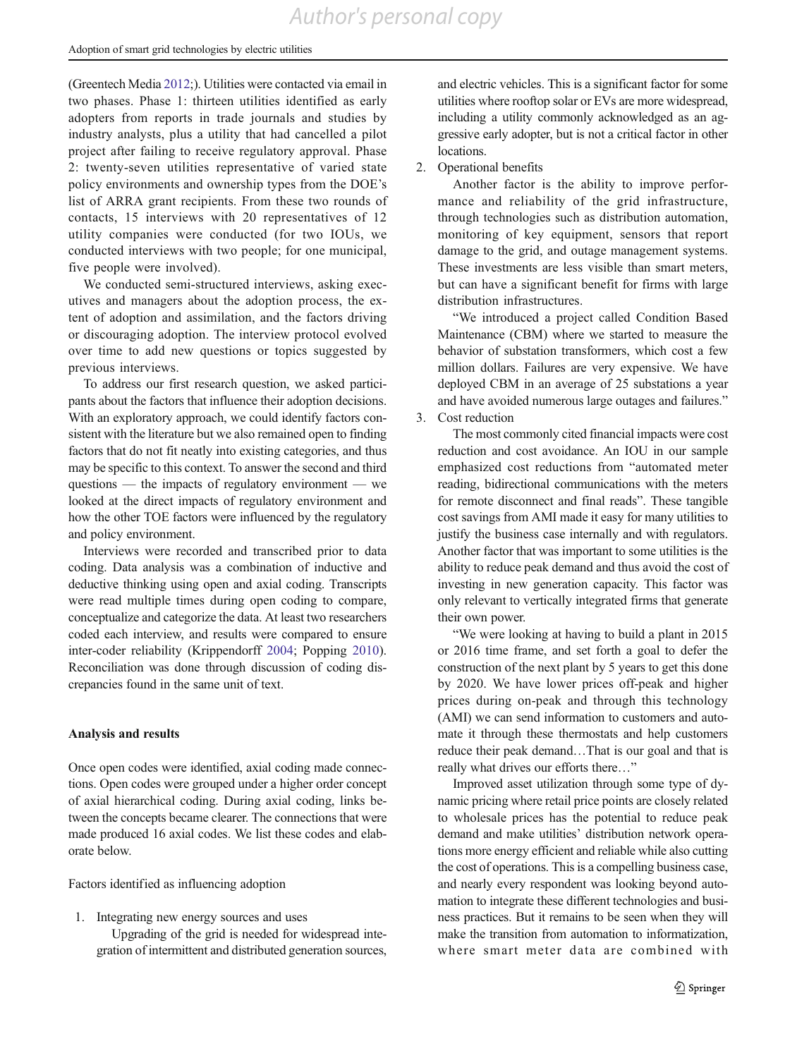(Greentech Media 2012;). Utilities were contacted via email in two phases. Phase 1: thirteen utilities identified as early adopters from reports in trade journals and studies by industry analysts, plus a utility that had cancelled a pilot project after failing to receive regulatory approval. Phase 2: twenty-seven utilities representative of varied state policy environments and ownership types from the DOE's list of ARRA grant recipients. From these two rounds of contacts, 15 interviews with 20 representatives of 12 utility companies were conducted (for two IOUs, we conducted interviews with two people; for one municipal, five people were involved).

We conducted semi-structured interviews, asking executives and managers about the adoption process, the extent of adoption and assimilation, and the factors driving or discouraging adoption. The interview protocol evolved over time to add new questions or topics suggested by previous interviews.

To address our first research question, we asked participants about the factors that influence their adoption decisions. With an exploratory approach, we could identify factors consistent with the literature but we also remained open to finding factors that do not fit neatly into existing categories, and thus may be specific to this context. To answer the second and third questions — the impacts of regulatory environment — we looked at the direct impacts of regulatory environment and how the other TOE factors were influenced by the regulatory and policy environment.

Interviews were recorded and transcribed prior to data coding. Data analysis was a combination of inductive and deductive thinking using open and axial coding. Transcripts were read multiple times during open coding to compare, conceptualize and categorize the data. At least two researchers coded each interview, and results were compared to ensure inter-coder reliability (Krippendorff 2004; Popping 2010). Reconciliation was done through discussion of coding discrepancies found in the same unit of text.

## Analysis and results

Once open codes were identified, axial coding made connections. Open codes were grouped under a higher order concept of axial hierarchical coding. During axial coding, links between the concepts became clearer. The connections that were made produced 16 axial codes. We list these codes and elaborate below.

Factors identified as influencing adoption

1. Integrating new energy sources and uses

   Upgrading of the grid is needed for widespread integration of intermittent and distributed generation sources, and electric vehicles. This is a significant factor for some utilities where rooftop solar or EVs are more widespread, including a utility commonly acknowledged as an aggressive early adopter, but is not a critical factor in other locations.

2. Operational benefits

   Another factor is the ability to improve performance and reliability of the grid infrastructure, through technologies such as distribution automation, monitoring of key equipment, sensors that report damage to the grid, and outage management systems. These investments are less visible than smart meters, but can have a significant benefit for firms with large distribution infrastructures.

   "We introduced a project called Condition Based Maintenance (CBM) where we started to measure the behavior of substation transformers, which cost a few million dollars. Failures are very expensive. We have deployed CBM in an average of 25 substations a year and have avoided numerous large outages and failures."

3. Cost reduction

   The most commonly cited financial impacts were cost reduction and cost avoidance. An IOU in our sample emphasized cost reductions from "automated meter reading, bidirectional communications with the meters for remote disconnect and final reads". These tangible cost savings from AMI made it easy for many utilities to justify the business case internally and with regulators. Another factor that was important to some utilities is the ability to reduce peak demand and thus avoid the cost of investing in new generation capacity. This factor was only relevant to vertically integrated firms that generate their own power.

   "We were looking at having to build a plant in 2015 or 2016 time frame, and set forth a goal to defer the construction of the next plant by 5 years to get this done by 2020. We have lower prices off-peak and higher prices during on-peak and through this technology (AMI) we can send information to customers and automate it through these thermostats and help customers reduce their peak demand…That is our goal and that is really what drives our efforts there…"

   Improved asset utilization through some type of dynamic pricing where retail price points are closely related to wholesale prices has the potential to reduce peak demand and make utilities' distribution network operations more energy efficient and reliable while also cutting the cost of operations. This is a compelling business case, and nearly every respondent was looking beyond automation to integrate these different technologies and business practices. But it remains to be seen when they will make the transition from automation to informatization, where smart meter data are combined with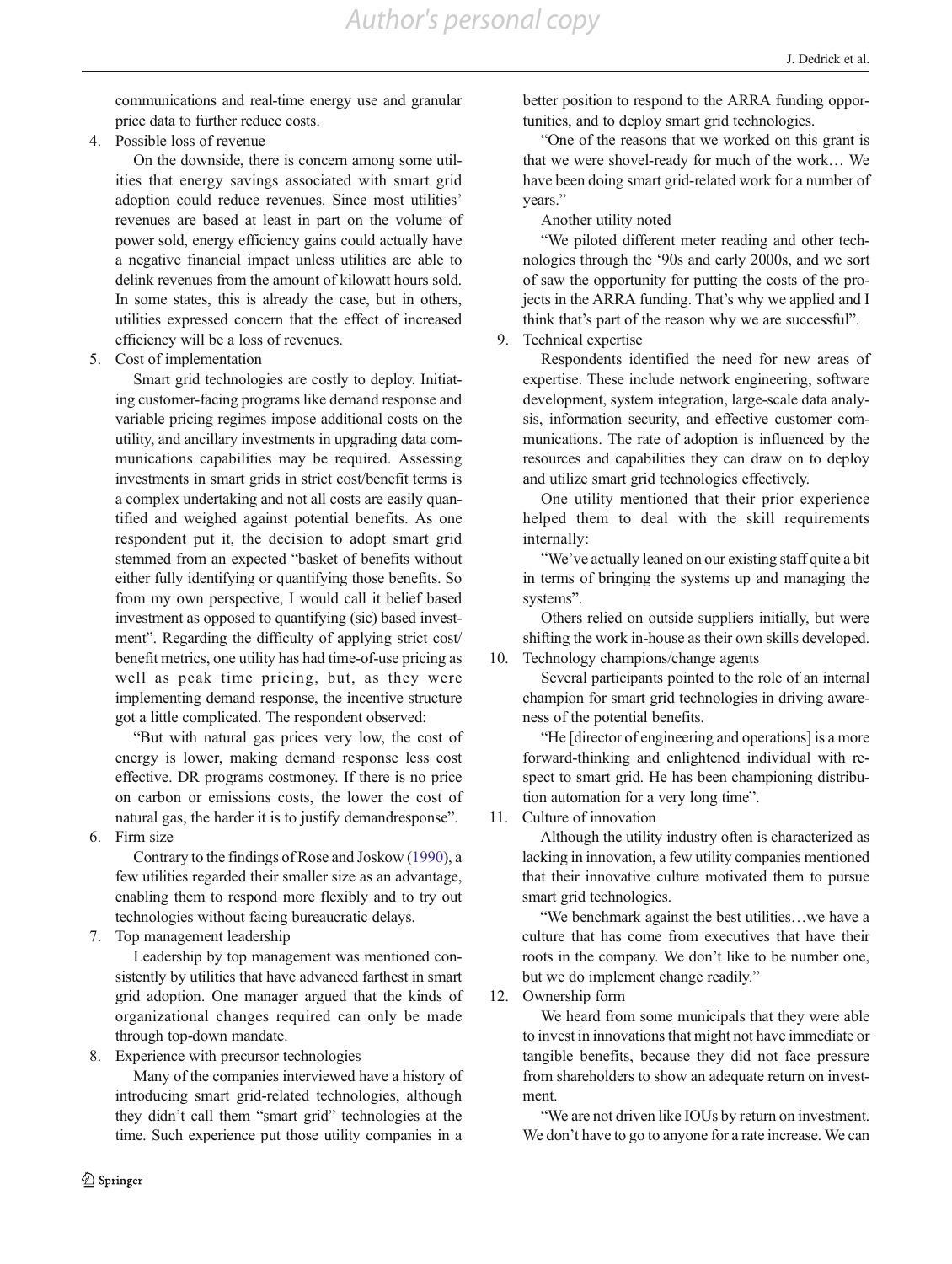communications and real-time energy use and granular price data to further reduce costs.

4. Possible loss of revenue

   On the downside, there is concern among some utilities that energy savings associated with smart grid adoption could reduce revenues. Since most utilities' revenues are based at least in part on the volume of power sold, energy efficiency gains could actually have a negative financial impact unless utilities are able to delink revenues from the amount of kilowatt hours sold. In some states, this is already the case, but in others, utilities expressed concern that the effect of increased efficiency will be a loss of revenues.

5. Cost of implementation

   Smart grid technologies are costly to deploy. Initiating customer-facing programs like demand response and variable pricing regimes impose additional costs on the utility, and ancillary investments in upgrading data communications capabilities may be required. Assessing investments in smart grids in strict cost/benefit terms is a complex undertaking and not all costs are easily quantified and weighed against potential benefits. As one respondent put it, the decision to adopt smart grid stemmed from an expected "basket of benefits without either fully identifying or quantifying those benefits. So from my own perspective, I would call it belief based investment as opposed to quantifying (sic) based investment". Regarding the difficulty of applying strict cost/benefit metrics, one utility has had time-of-use pricing as well as peak time pricing, but, as they were implementing demand response, the incentive structure got a little complicated. The respondent observed:

   "But with natural gas prices very low, the cost of energy is lower, making demand response less cost effective. DR programs costmoney. If there is no price on carbon or emissions costs, the lower the cost of natural gas, the harder it is to justify demandresponse".

6. Firm size

   Contrary to the findings of Rose and Joskow (1990), a few utilities regarded their smaller size as an advantage, enabling them to respond more flexibly and to try out technologies without facing bureaucratic delays.

7. Top management leadership

   Leadership by top management was mentioned consistently by utilities that have advanced farthest in smart grid adoption. One manager argued that the kinds of organizational changes required can only be made through top-down mandate.

8. Experience with precursor technologies

   Many of the companies interviewed have a history of introducing smart grid-related technologies, although they didn't call them "smart grid" technologies at the time. Such experience put those utility companies in a better position to respond to the ARRA funding opportunities, and to deploy smart grid technologies.

   "One of the reasons that we worked on this grant is that we were shovel-ready for much of the work… We have been doing smart grid-related work for a number of years."

   Another utility noted

   "We piloted different meter reading and other technologies through the '90s and early 2000s, and we sort of saw the opportunity for putting the costs of the projects in the ARRA funding. That's why we applied and I think that's part of the reason why we are successful".

9. Technical expertise

   Respondents identified the need for new areas of expertise. These include network engineering, software development, system integration, large-scale data analysis, information security, and effective customer communications. The rate of adoption is influenced by the resources and capabilities they can draw on to deploy and utilize smart grid technologies effectively.

   One utility mentioned that their prior experience helped them to deal with the skill requirements internally:

   "We've actually leaned on our existing staff quite a bit in terms of bringing the systems up and managing the systems".

   Others relied on outside suppliers initially, but were shifting the work in-house as their own skills developed.

10. Technology champions/change agents

    Several participants pointed to the role of an internal champion for smart grid technologies in driving awareness of the potential benefits.

    "He [director of engineering and operations] is a more forward-thinking and enlightened individual with respect to smart grid. He has been championing distribution automation for a very long time".

11. Culture of innovation

    Although the utility industry often is characterized as lacking in innovation, a few utility companies mentioned that their innovative culture motivated them to pursue smart grid technologies.

    "We benchmark against the best utilities…we have a culture that has come from executives that have their roots in the company. We don't like to be number one, but we do implement change readily."

12. Ownership form

    We heard from some municipals that they were able to invest in innovations that might not have immediate or tangible benefits, because they did not face pressure from shareholders to show an adequate return on investment.

    "We are not driven like IOUs by return on investment. We don't have to go to anyone for a rate increase. We can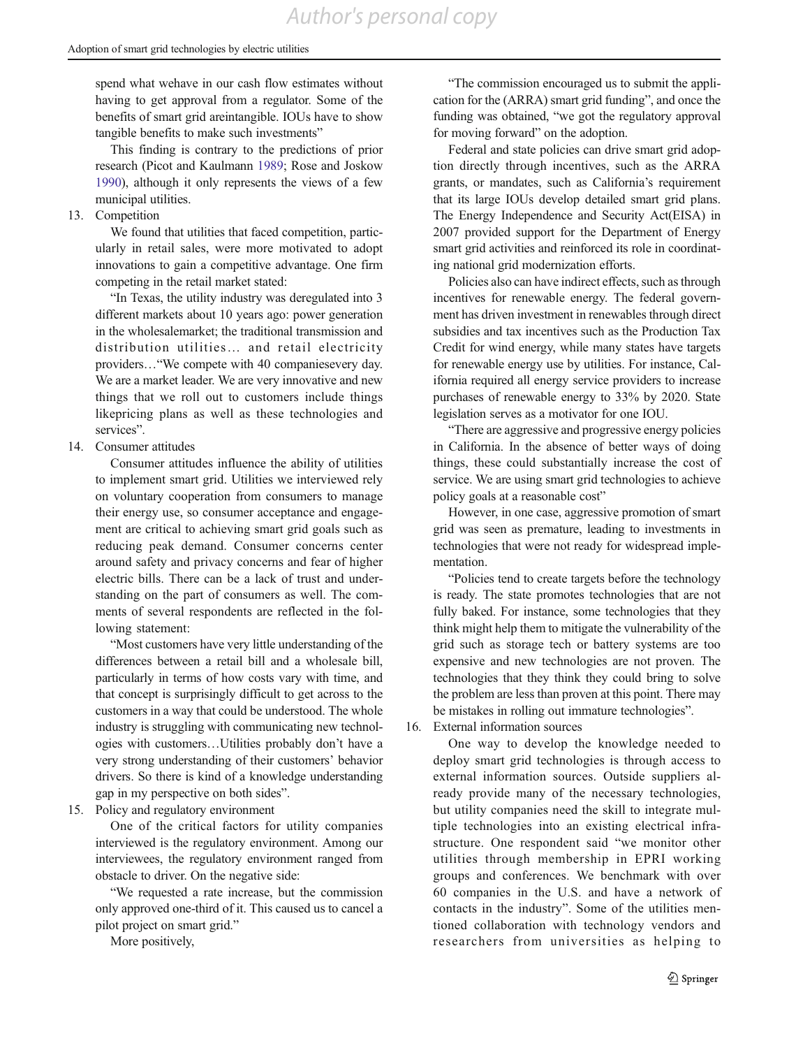spend what wehave in our cash flow estimates without having to get approval from a regulator. Some of the benefits of smart grid areintangible. IOUs have to show tangible benefits to make such investments"

This finding is contrary to the predictions of prior research (Picot and Kaulmann 1989; Rose and Joskow 1990), although it only represents the views of a few municipal utilities.

13. Competition

    We found that utilities that faced competition, particularly in retail sales, were more motivated to adopt innovations to gain a competitive advantage. One firm competing in the retail market stated:

    "In Texas, the utility industry was deregulated into 3 different markets about 10 years ago: power generation in the wholesalemarket; the traditional transmission and distribution utilities… and retail electricity providers…"We compete with 40 companiesevery day. We are a market leader. We are very innovative and new things that we roll out to customers include things likepricing plans as well as these technologies and services".

14. Consumer attitudes

    Consumer attitudes influence the ability of utilities to implement smart grid. Utilities we interviewed rely on voluntary cooperation from consumers to manage their energy use, so consumer acceptance and engagement are critical to achieving smart grid goals such as reducing peak demand. Consumer concerns center around safety and privacy concerns and fear of higher electric bills. There can be a lack of trust and understanding on the part of consumers as well. The comments of several respondents are reflected in the following statement:

    "Most customers have very little understanding of the differences between a retail bill and a wholesale bill, particularly in terms of how costs vary with time, and that concept is surprisingly difficult to get across to the customers in a way that could be understood. The whole industry is struggling with communicating new technologies with customers…Utilities probably don't have a very strong understanding of their customers' behavior drivers. So there is kind of a knowledge understanding gap in my perspective on both sides".

15. Policy and regulatory environment

    One of the critical factors for utility companies interviewed is the regulatory environment. Among our interviewees, the regulatory environment ranged from obstacle to driver. On the negative side:

    "We requested a rate increase, but the commission only approved one-third of it. This caused us to cancel a pilot project on smart grid."

    More positively,

    "The commission encouraged us to submit the application for the (ARRA) smart grid funding", and once the funding was obtained, "we got the regulatory approval for moving forward" on the adoption.

    Federal and state policies can drive smart grid adoption directly through incentives, such as the ARRA grants, or mandates, such as California's requirement that its large IOUs develop detailed smart grid plans. The Energy Independence and Security Act(EISA) in 2007 provided support for the Department of Energy smart grid activities and reinforced its role in coordinating national grid modernization efforts.

    Policies also can have indirect effects, such as through incentives for renewable energy. The federal government has driven investment in renewables through direct subsidies and tax incentives such as the Production Tax Credit for wind energy, while many states have targets for renewable energy use by utilities. For instance, California required all energy service providers to increase purchases of renewable energy to 33% by 2020. State legislation serves as a motivator for one IOU.

    "There are aggressive and progressive energy policies in California. In the absence of better ways of doing things, these could substantially increase the cost of service. We are using smart grid technologies to achieve policy goals at a reasonable cost"

    However, in one case, aggressive promotion of smart grid was seen as premature, leading to investments in technologies that were not ready for widespread implementation.

    "Policies tend to create targets before the technology is ready. The state promotes technologies that are not fully baked. For instance, some technologies that they think might help them to mitigate the vulnerability of the grid such as storage tech or battery systems are too expensive and new technologies are not proven. The technologies that they think they could bring to solve the problem are less than proven at this point. There may be mistakes in rolling out immature technologies".

16. External information sources

    One way to develop the knowledge needed to deploy smart grid technologies is through access to external information sources. Outside suppliers already provide many of the necessary technologies, but utility companies need the skill to integrate multiple technologies into an existing electrical infrastructure. One respondent said "we monitor other utilities through membership in EPRI working groups and conferences. We benchmark with over 60 companies in the U.S. and have a network of contacts in the industry". Some of the utilities mentioned collaboration with technology vendors and researchers from universities as helping to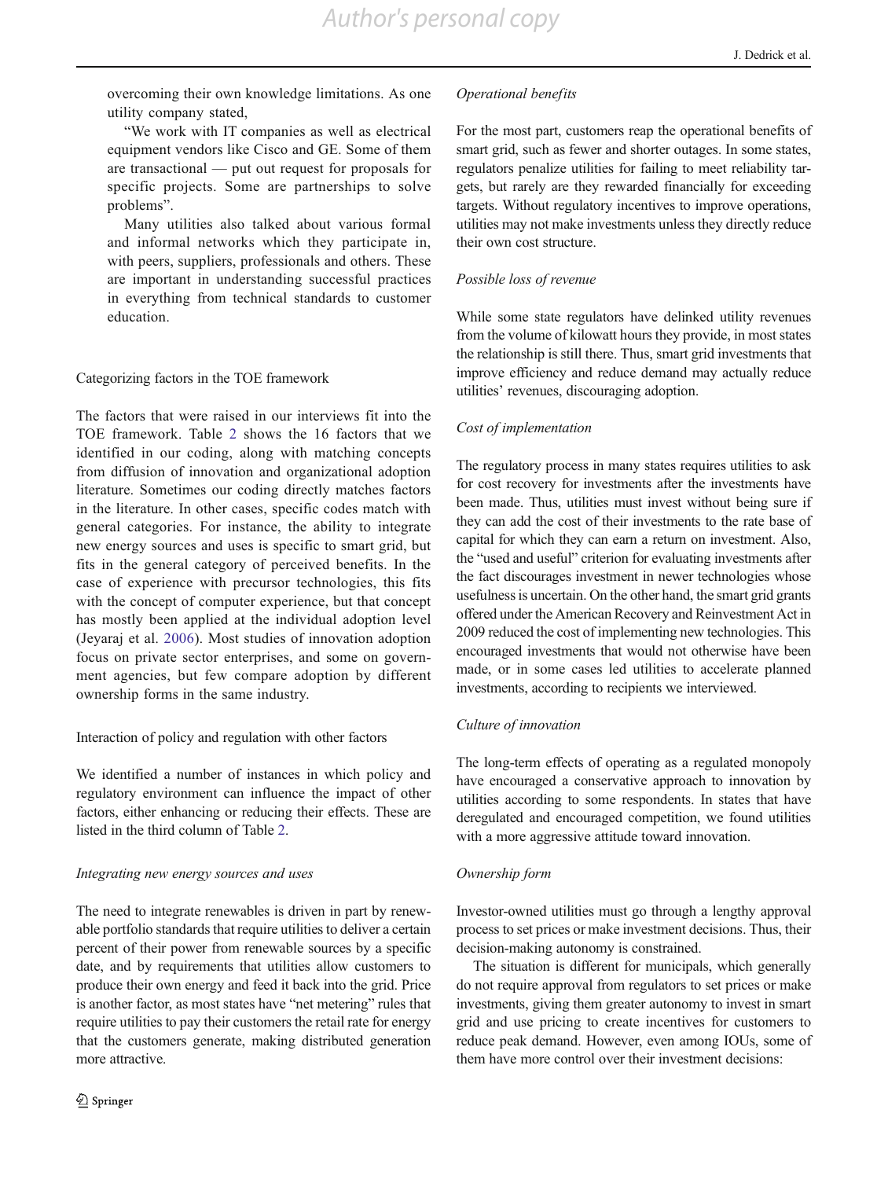overcoming their own knowledge limitations. As one utility company stated,

"We work with IT companies as well as electrical equipment vendors like Cisco and GE. Some of them are transactional — put out request for proposals for specific projects. Some are partnerships to solve problems".

Many utilities also talked about various formal and informal networks which they participate in, with peers, suppliers, professionals and others. These are important in understanding successful practices in everything from technical standards to customer education.

## Categorizing factors in the TOE framework

The factors that were raised in our interviews fit into the TOE framework. Table 2 shows the 16 factors that we identified in our coding, along with matching concepts from diffusion of innovation and organizational adoption literature. Sometimes our coding directly matches factors in the literature. In other cases, specific codes match with general categories. For instance, the ability to integrate new energy sources and uses is specific to smart grid, but fits in the general category of perceived benefits. In the case of experience with precursor technologies, this fits with the concept of computer experience, but that concept has mostly been applied at the individual adoption level (Jeyaraj et al. 2006). Most studies of innovation adoption focus on private sector enterprises, and some on government agencies, but few compare adoption by different ownership forms in the same industry.

## Interaction of policy and regulation with other factors

We identified a number of instances in which policy and regulatory environment can influence the impact of other factors, either enhancing or reducing their effects. These are listed in the third column of Table 2.

### *Integrating new energy sources and uses*

The need to integrate renewables is driven in part by renewable portfolio standards that require utilities to deliver a certain percent of their power from renewable sources by a specific date, and by requirements that utilities allow customers to produce their own energy and feed it back into the grid. Price is another factor, as most states have "net metering" rules that require utilities to pay their customers the retail rate for energy that the customers generate, making distributed generation more attractive.

### *Operational benefits*

For the most part, customers reap the operational benefits of smart grid, such as fewer and shorter outages. In some states, regulators penalize utilities for failing to meet reliability targets, but rarely are they rewarded financially for exceeding targets. Without regulatory incentives to improve operations, utilities may not make investments unless they directly reduce their own cost structure.

### *Possible loss of revenue*

While some state regulators have delinked utility revenues from the volume of kilowatt hours they provide, in most states the relationship is still there. Thus, smart grid investments that improve efficiency and reduce demand may actually reduce utilities' revenues, discouraging adoption.

### *Cost of implementation*

The regulatory process in many states requires utilities to ask for cost recovery for investments after the investments have been made. Thus, utilities must invest without being sure if they can add the cost of their investments to the rate base of capital for which they can earn a return on investment. Also, the "used and useful" criterion for evaluating investments after the fact discourages investment in newer technologies whose usefulness is uncertain. On the other hand, the smart grid grants offered under the American Recovery and Reinvestment Act in 2009 reduced the cost of implementing new technologies. This encouraged investments that would not otherwise have been made, or in some cases led utilities to accelerate planned investments, according to recipients we interviewed.

### *Culture of innovation*

The long-term effects of operating as a regulated monopoly have encouraged a conservative approach to innovation by utilities according to some respondents. In states that have deregulated and encouraged competition, we found utilities with a more aggressive attitude toward innovation.

### *Ownership form*

Investor-owned utilities must go through a lengthy approval process to set prices or make investment decisions. Thus, their decision-making autonomy is constrained.

The situation is different for municipals, which generally do not require approval from regulators to set prices or make investments, giving them greater autonomy to invest in smart grid and use pricing to create incentives for customers to reduce peak demand. However, even among IOUs, some of them have more control over their investment decisions: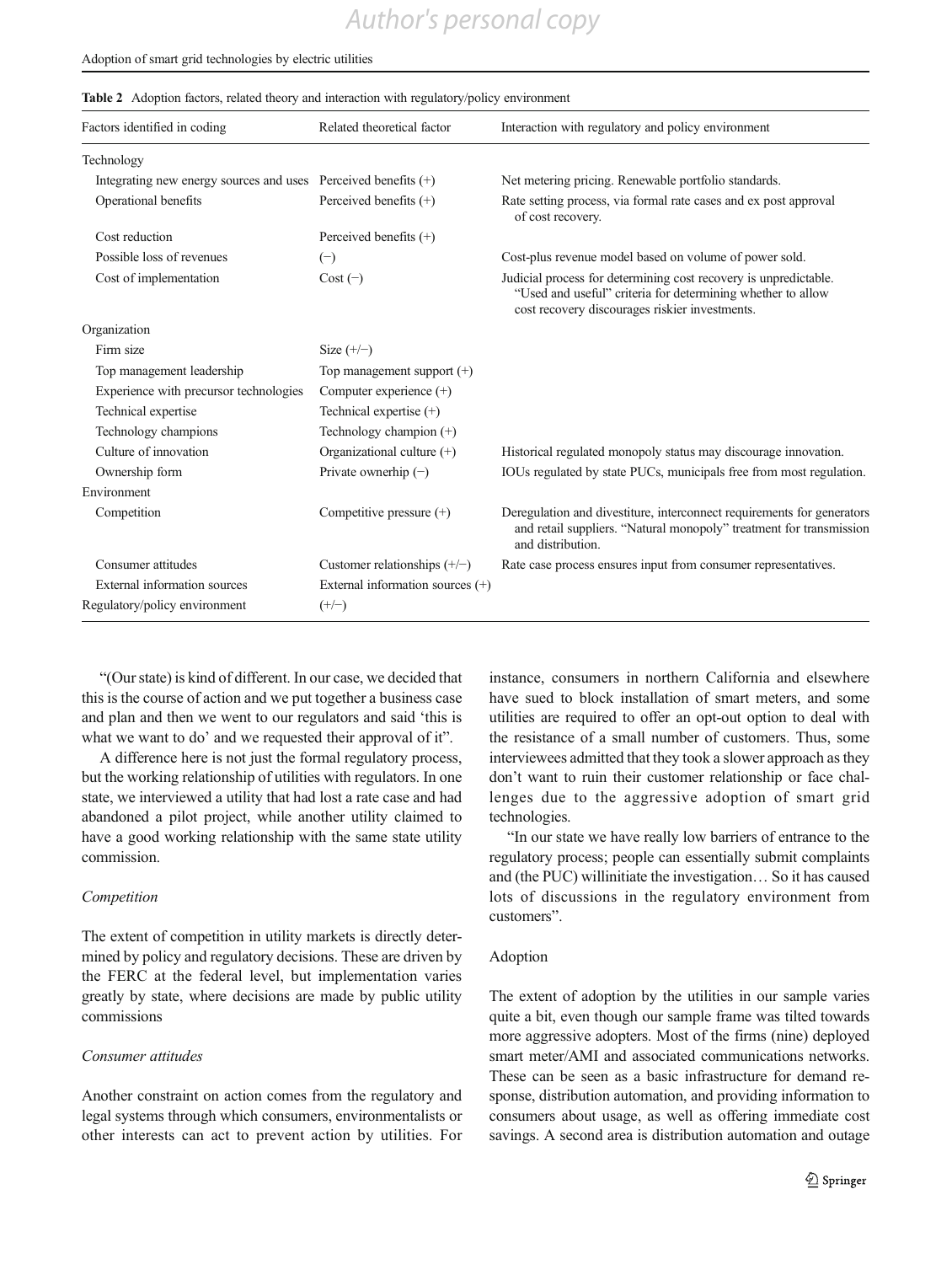**Table 2** Adoption factors, related theory and interaction with regulatory/policy environment

| Factors identified in coding | Related theoretical factor | Interaction with regulatory and policy environment |
|---|---|---|
| Technology | | |
| Integrating new energy sources and uses | Perceived benefits (+) | Net metering pricing. Renewable portfolio standards. |
| Operational benefits | Perceived benefits (+) | Rate setting process, via formal rate cases and ex post approval of cost recovery. |
| Cost reduction | Perceived benefits (+) | |
| Possible loss of revenues | (−) | Cost-plus revenue model based on volume of power sold. |
| Cost of implementation | Cost (−) | Judicial process for determining cost recovery is unpredictable. "Used and useful" criteria for determining whether to allow cost recovery discourages riskier investments. |
| Organization | | |
| Firm size | Size (+/−) | |
| Top management leadership | Top management support (+) | |
| Experience with precursor technologies | Computer experience (+) | |
| Technical expertise | Technical expertise (+) | |
| Technology champions | Technology champion (+) | |
| Culture of innovation | Organizational culture (+) | Historical regulated monopoly status may discourage innovation. |
| Ownership form | Private ownerhip (−) | IOUs regulated by state PUCs, municipals free from most regulation. |
| Environment | | |
| Competition | Competitive pressure (+) | Deregulation and divestiture, interconnect requirements for generators and retail suppliers. "Natural monopoly" treatment for transmission and distribution. |
| Consumer attitudes | Customer relationships (+/−) | Rate case process ensures input from consumer representatives. |
| External information sources | External information sources (+) | |
| Regulatory/policy environment | (+/−) | |

"(Our state) is kind of different. In our case, we decided that this is the course of action and we put together a business case and plan and then we went to our regulators and said 'this is what we want to do' and we requested their approval of it".

A difference here is not just the formal regulatory process, but the working relationship of utilities with regulators. In one state, we interviewed a utility that had lost a rate case and had abandoned a pilot project, while another utility claimed to have a good working relationship with the same state utility commission.

*Competition*

The extent of competition in utility markets is directly determined by policy and regulatory decisions. These are driven by the FERC at the federal level, but implementation varies greatly by state, where decisions are made by public utility commissions

*Consumer attitudes*

Another constraint on action comes from the regulatory and legal systems through which consumers, environmentalists or other interests can act to prevent action by utilities. For instance, consumers in northern California and elsewhere have sued to block installation of smart meters, and some utilities are required to offer an opt-out option to deal with the resistance of a small number of customers. Thus, some interviewees admitted that they took a slower approach as they don't want to ruin their customer relationship or face challenges due to the aggressive adoption of smart grid technologies.

"In our state we have really low barriers of entrance to the regulatory process; people can essentially submit complaints and (the PUC) willinitiate the investigation… So it has caused lots of discussions in the regulatory environment from customers".

Adoption

The extent of adoption by the utilities in our sample varies quite a bit, even though our sample frame was tilted towards more aggressive adopters. Most of the firms (nine) deployed smart meter/AMI and associated communications networks. These can be seen as a basic infrastructure for demand response, distribution automation, and providing information to consumers about usage, as well as offering immediate cost savings. A second area is distribution automation and outage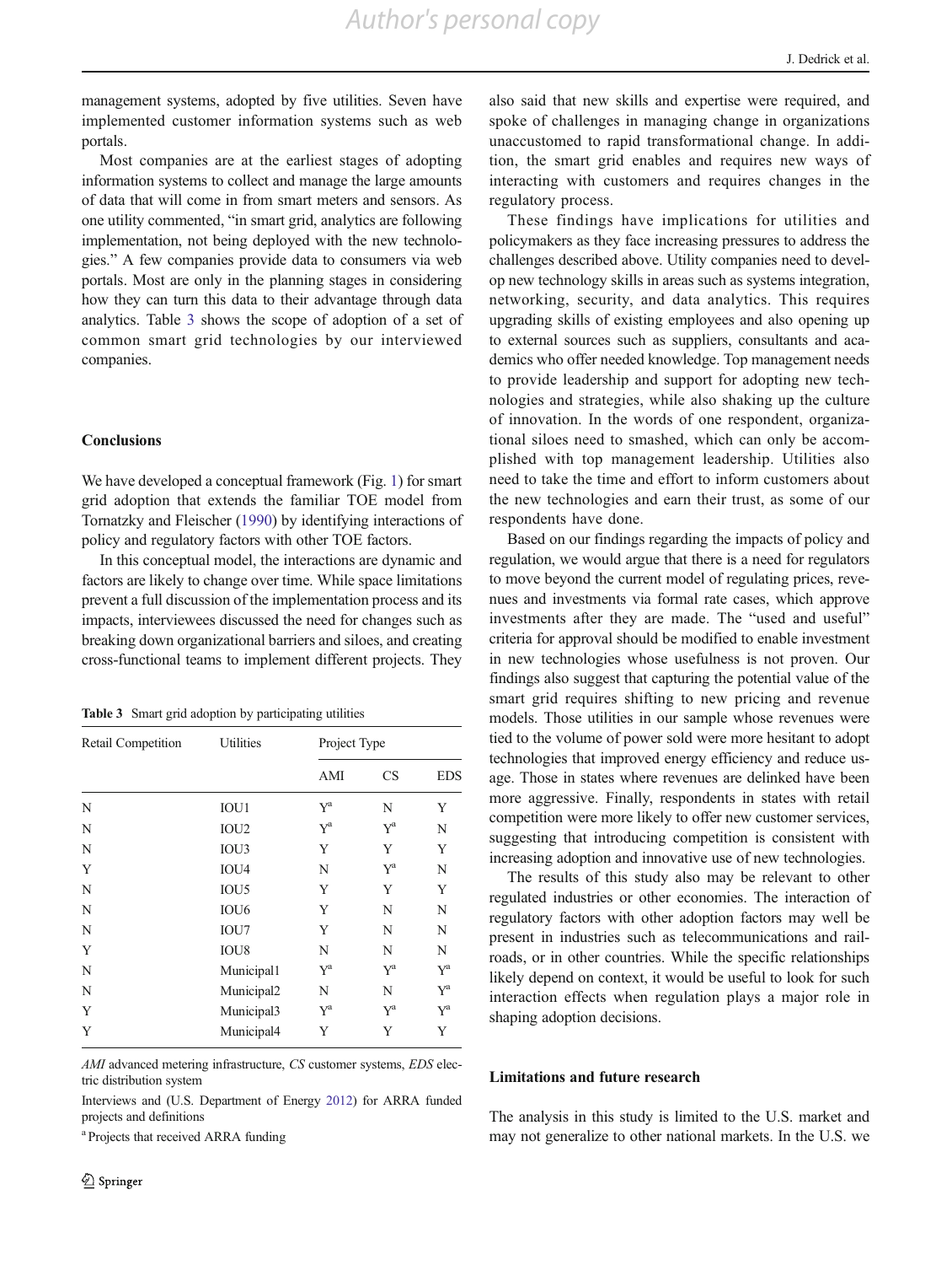management systems, adopted by five utilities. Seven have implemented customer information systems such as web portals.

Most companies are at the earliest stages of adopting information systems to collect and manage the large amounts of data that will come in from smart meters and sensors. As one utility commented, "in smart grid, analytics are following implementation, not being deployed with the new technologies." A few companies provide data to consumers via web portals. Most are only in the planning stages in considering how they can turn this data to their advantage through data analytics. Table 3 shows the scope of adoption of a set of common smart grid technologies by our interviewed companies.

## Conclusions

We have developed a conceptual framework (Fig. 1) for smart grid adoption that extends the familiar TOE model from Tornatzky and Fleischer (1990) by identifying interactions of policy and regulatory factors with other TOE factors.

In this conceptual model, the interactions are dynamic and factors are likely to change over time. While space limitations prevent a full discussion of the implementation process and its impacts, interviewees discussed the need for changes such as breaking down organizational barriers and siloes, and creating cross-functional teams to implement different projects. They also said that new skills and expertise were required, and spoke of challenges in managing change in organizations unaccustomed to rapid transformational change. In addition, the smart grid enables and requires new ways of interacting with customers and requires changes in the regulatory process.

These findings have implications for utilities and policymakers as they face increasing pressures to address the challenges described above. Utility companies need to develop new technology skills in areas such as systems integration, networking, security, and data analytics. This requires upgrading skills of existing employees and also opening up to external sources such as suppliers, consultants and academics who offer needed knowledge. Top management needs to provide leadership and support for adopting new technologies and strategies, while also shaking up the culture of innovation. In the words of one respondent, organizational siloes need to smashed, which can only be accomplished with top management leadership. Utilities also need to take the time and effort to inform customers about the new technologies and earn their trust, as some of our respondents have done.

Based on our findings regarding the impacts of policy and regulation, we would argue that there is a need for regulators to move beyond the current model of regulating prices, revenues and investments via formal rate cases, which approve investments after they are made. The "used and useful" criteria for approval should be modified to enable investment in new technologies whose usefulness is not proven. Our findings also suggest that capturing the potential value of the smart grid requires shifting to new pricing and revenue models. Those utilities in our sample whose revenues were tied to the volume of power sold were more hesitant to adopt technologies that improved energy efficiency and reduce usage. Those in states where revenues are delinked have been more aggressive. Finally, respondents in states with retail competition were more likely to offer new customer services, suggesting that introducing competition is consistent with increasing adoption and innovative use of new technologies.

The results of this study also may be relevant to other regulated industries or other economies. The interaction of regulatory factors with other adoption factors may well be present in industries such as telecommunications and railroads, or in other countries. While the specific relationships likely depend on context, it would be useful to look for such interaction effects when regulation plays a major role in shaping adoption decisions.

**Table 3** Smart grid adoption by participating utilities

| Retail Competition | Utilities | Project Type | | |
|---|---|---|---|---|
| | | AMI | CS | EDS |
| N | IOU1 | Y[a] | N | Y |
| N | IOU2 | Y[a] | Y[a] | N |
| N | IOU3 | Y | Y | Y |
| Y | IOU4 | N | Y[a] | N |
| N | IOU5 | Y | Y | Y |
| N | IOU6 | Y | N | N |
| N | IOU7 | Y | N | N |
| Y | IOU8 | N | N | N |
| N | Municipal1 | Y[a] | Y[a] | Y[a] |
| N | Municipal2 | N | N | Y[a] |
| Y | Municipal3 | Y[a] | Y[a] | Y[a] |
| Y | Municipal4 | Y | Y | Y |

*AMI* advanced metering infrastructure, *CS* customer systems, *EDS* electric distribution system

Interviews and (U.S. Department of Energy 2012) for ARRA funded projects and definitions

[a] Projects that received ARRA funding

## Limitations and future research

The analysis in this study is limited to the U.S. market and may not generalize to other national markets. In the U.S. we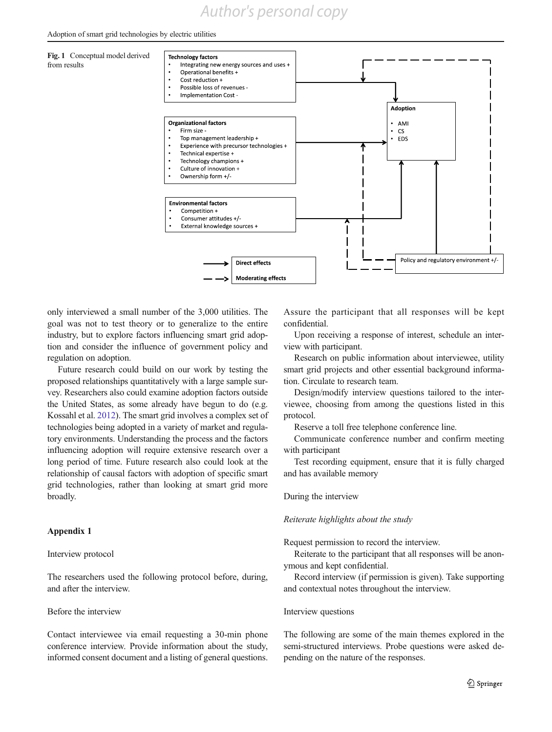**Fig. 1** Conceptual model derived from results

**Technology factors**
- Integrating new energy sources and uses +
- Operational benefits +
- Cost reduction +
- Possible loss of revenues -
- Implementation Cost -

**Organizational factors**
- Firm size -
- Top management leadership +
- Experience with precursor technologies +
- Technical expertise +
- Technology champions +
- Culture of innovation +
- Ownership form +/-

**Environmental factors**
- Competition +
- Consumer attitudes +/-
- External knowledge sources +

**Adoption**
- AMI
- CS
- EDS

Policy and regulatory environment +/-

**Direct effects**

**Moderating effects**

only interviewed a small number of the 3,000 utilities. The goal was not to test theory or to generalize to the entire industry, but to explore factors influencing smart grid adoption and consider the influence of government policy and regulation on adoption.

Future research could build on our work by testing the proposed relationships quantitatively with a large sample survey. Researchers also could examine adoption factors outside the United States, as some already have begun to do (e.g. Kossahl et al. 2012). The smart grid involves a complex set of technologies being adopted in a variety of market and regulatory environments. Understanding the process and the factors influencing adoption will require extensive research over a long period of time. Future research also could look at the relationship of causal factors with adoption of specific smart grid technologies, rather than looking at smart grid more broadly.

## Appendix 1

Interview protocol

The researchers used the following protocol before, during, and after the interview.

Before the interview

Contact interviewee via email requesting a 30-min phone conference interview. Provide information about the study, informed consent document and a listing of general questions. Assure the participant that all responses will be kept confidential.

Upon receiving a response of interest, schedule an interview with participant.

Research on public information about interviewee, utility smart grid projects and other essential background information. Circulate to research team.

Design/modify interview questions tailored to the interviewee, choosing from among the questions listed in this protocol.

Reserve a toll free telephone conference line.

Communicate conference number and confirm meeting with participant

Test recording equipment, ensure that it is fully charged and has available memory

During the interview

*Reiterate highlights about the study*

Request permission to record the interview.

Reiterate to the participant that all responses will be anonymous and kept confidential.

Record interview (if permission is given). Take supporting and contextual notes throughout the interview.

Interview questions

The following are some of the main themes explored in the semi-structured interviews. Probe questions were asked depending on the nature of the responses.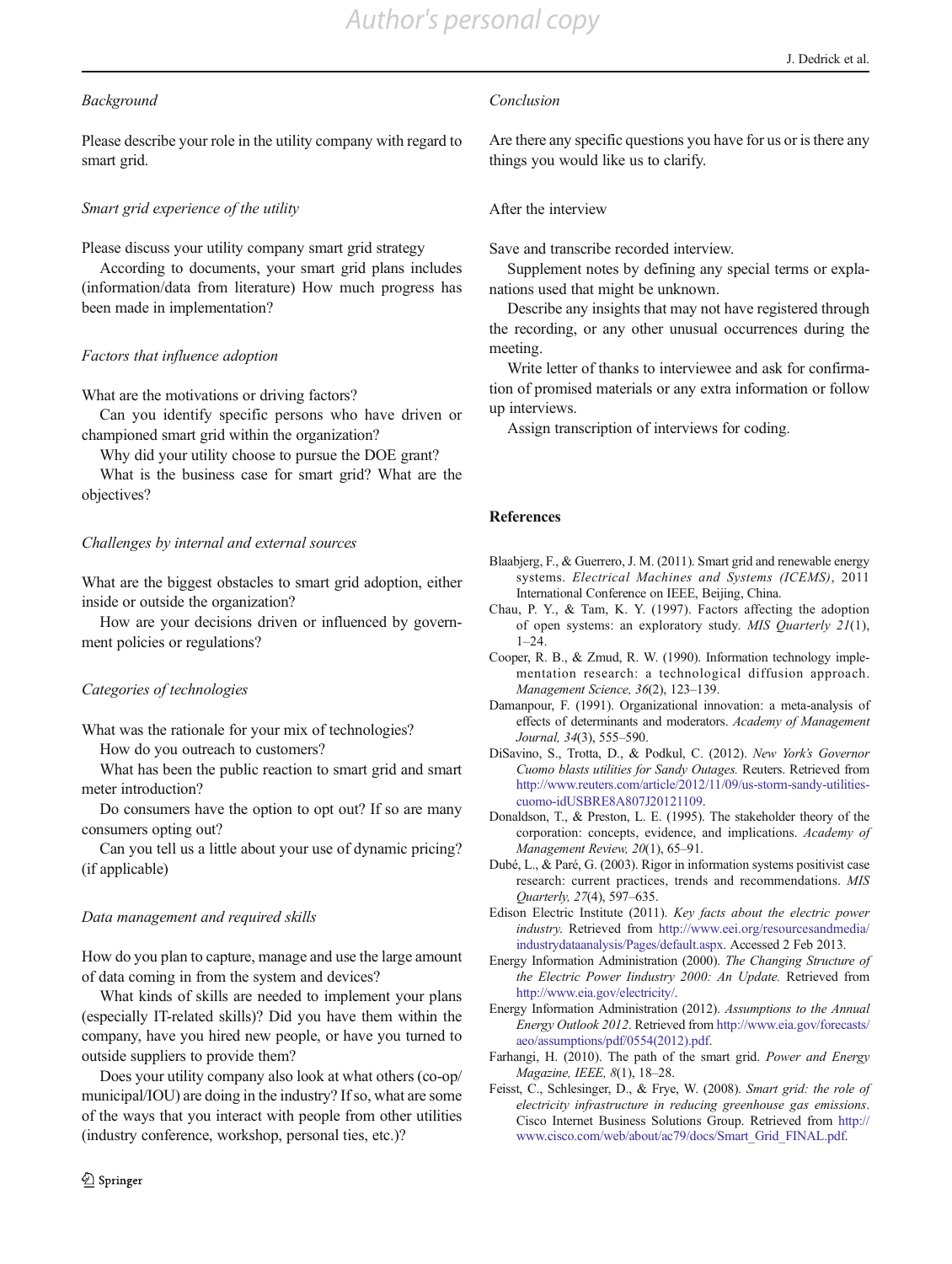*Background*

Please describe your role in the utility company with regard to smart grid.

*Smart grid experience of the utility*

Please discuss your utility company smart grid strategy

According to documents, your smart grid plans includes (information/data from literature) How much progress has been made in implementation?

*Factors that influence adoption*

What are the motivations or driving factors?

Can you identify specific persons who have driven or championed smart grid within the organization?

Why did your utility choose to pursue the DOE grant?

What is the business case for smart grid? What are the objectives?

*Challenges by internal and external sources*

What are the biggest obstacles to smart grid adoption, either inside or outside the organization?

How are your decisions driven or influenced by government policies or regulations?

*Categories of technologies*

What was the rationale for your mix of technologies?

How do you outreach to customers?

What has been the public reaction to smart grid and smart meter introduction?

Do consumers have the option to opt out? If so are many consumers opting out?

Can you tell us a little about your use of dynamic pricing? (if applicable)

*Data management and required skills*

How do you plan to capture, manage and use the large amount of data coming in from the system and devices?

What kinds of skills are needed to implement your plans (especially IT-related skills)? Did you have them within the company, have you hired new people, or have you turned to outside suppliers to provide them?

Does your utility company also look at what others (co-op/municipal/IOU) are doing in the industry? If so, what are some of the ways that you interact with people from other utilities (industry conference, workshop, personal ties, etc.)?

*Conclusion*

Are there any specific questions you have for us or is there any things you would like us to clarify.

After the interview

Save and transcribe recorded interview.

Supplement notes by defining any special terms or explanations used that might be unknown.

Describe any insights that may not have registered through the recording, or any other unusual occurrences during the meeting.

Write letter of thanks to interviewee and ask for confirmation of promised materials or any extra information or follow up interviews.

Assign transcription of interviews for coding.

## References

Blaabjerg, F., & Guerrero, J. M. (2011). Smart grid and renewable energy systems. *Electrical Machines and Systems (ICEMS)*, 2011 International Conference on IEEE, Beijing, China.

Chau, P. Y., & Tam, K. Y. (1997). Factors affecting the adoption of open systems: an exploratory study. *MIS Quarterly 21*(1), 1–24.

Cooper, R. B., & Zmud, R. W. (1990). Information technology implementation research: a technological diffusion approach. *Management Science, 36*(2), 123–139.

Damanpour, F. (1991). Organizational innovation: a meta-analysis of effects of determinants and moderators. *Academy of Management Journal, 34*(3), 555–590.

DiSavino, S., Trotta, D., & Podkul, C. (2012). *New York's Governor Cuomo blasts utilities for Sandy Outages.* Reuters. Retrieved from http://www.reuters.com/article/2012/11/09/us-storm-sandy-utilities-cuomo-idUSBRE8A807J20121109.

Donaldson, T., & Preston, L. E. (1995). The stakeholder theory of the corporation: concepts, evidence, and implications. *Academy of Management Review, 20*(1), 65–91.

Dubé, L., & Paré, G. (2003). Rigor in information systems positivist case research: current practices, trends and recommendations. *MIS Quarterly, 27*(4), 597–635.

Edison Electric Institute (2011). *Key facts about the electric power industry.* Retrieved from http://www.eei.org/resourcesandmedia/industrydataanalysis/Pages/default.aspx. Accessed 2 Feb 2013.

Energy Information Administration (2000). *The Changing Structure of the Electric Power Iindustry 2000: An Update.* Retrieved from http://www.eia.gov/electricity/.

Energy Information Administration (2012). *Assumptions to the Annual Energy Outlook 2012*. Retrieved from http://www.eia.gov/forecasts/aeo/assumptions/pdf/0554(2012).pdf.

Farhangi, H. (2010). The path of the smart grid. *Power and Energy Magazine, IEEE, 8*(1), 18–28.

Feisst, C., Schlesinger, D., & Frye, W. (2008). *Smart grid: the role of electricity infrastructure in reducing greenhouse gas emissions*. Cisco Internet Business Solutions Group. Retrieved from http://www.cisco.com/web/about/ac79/docs/Smart_Grid_FINAL.pdf.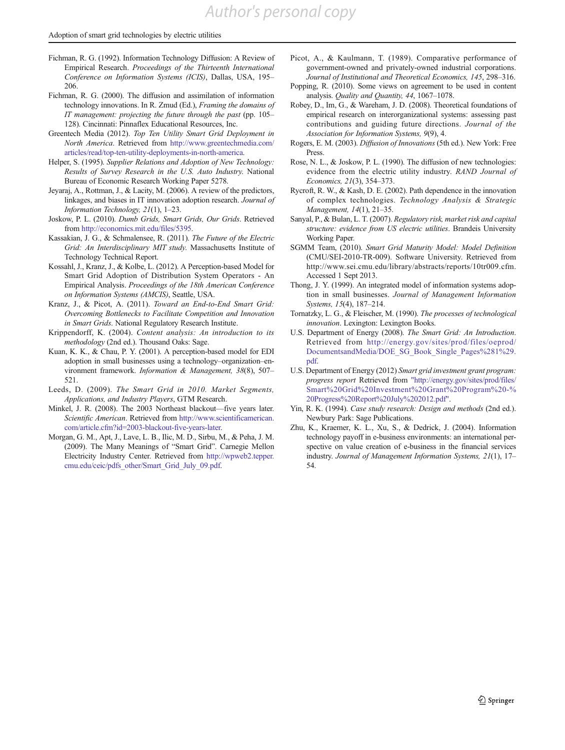Fichman, R. G. (1992). Information Technology Diffusion: A Review of Empirical Research. *Proceedings of the Thirteenth International Conference on Information Systems (ICIS)*, Dallas, USA, 195–206.

Fichman, R. G. (2000). The diffusion and assimilation of information technology innovations. In R. Zmud (Ed.), *Framing the domains of IT management: projecting the future through the past* (pp. 105–128). Cincinnati: Pinnaflex Educational Resources, Inc.

Greentech Media (2012). *Top Ten Utility Smart Grid Deployment in North America*. Retrieved from http://www.greentechmedia.com/articles/read/top-ten-utility-deployments-in-north-america.

Helper, S. (1995). *Supplier Relations and Adoption of New Technology: Results of Survey Research in the U.S. Auto Industry*. National Bureau of Economic Research Working Paper 5278.

Jeyaraj, A., Rottman, J., & Lacity, M. (2006). A review of the predictors, linkages, and biases in IT innovation adoption research. *Journal of Information Technology, 21*(1), 1–23.

Joskow, P. L. (2010). *Dumb Grids, Smart Grids, Our Grids*. Retrieved from http://economics.mit.edu/files/5395.

Kassakian, J. G., & Schmalensee, R. (2011). *The Future of the Electric Grid: An Interdisciplinary MIT study*. Massachusetts Institute of Technology Technical Report.

Kossahl, J., Kranz, J., & Kolbe, L. (2012). A Perception-based Model for Smart Grid Adoption of Distribution System Operators - An Empirical Analysis. *Proceedings of the 18th American Conference on Information Systems (AMCIS)*, Seattle, USA.

Kranz, J., & Picot, A. (2011). *Toward an End-to-End Smart Grid: Overcoming Bottlenecks to Facilitate Competition and Innovation in Smart Grids*. National Regulatory Research Institute.

Krippendorff, K. (2004). *Content analysis: An introduction to its methodology* (2nd ed.). Thousand Oaks: Sage.

Kuan, K. K., & Chau, P. Y. (2001). A perception-based model for EDI adoption in small businesses using a technology–organization–environment framework. *Information & Management, 38*(8), 507–521.

Leeds, D. (2009). *The Smart Grid in 2010. Market Segments, Applications, and Industry Players*, GTM Research.

Minkel, J. R. (2008). The 2003 Northeast blackout—five years later. *Scientific American*. Retrieved from http://www.scientificamerican.com/article.cfm?id=2003-blackout-five-years-later.

Morgan, G. M., Apt, J., Lave, L. B., Ilic, M. D., Sirbu, M., & Peha, J. M. (2009). The Many Meanings of "Smart Grid". Carnegie Mellon Electricity Industry Center. Retrieved from http://wpweb2.tepper.cmu.edu/ceic/pdfs_other/Smart_Grid_July_09.pdf.

Picot, A., & Kaulmann, T. (1989). Comparative performance of government-owned and privately-owned industrial corporations. *Journal of Institutional and Theoretical Economics, 145*, 298–316.

Popping, R. (2010). Some views on agreement to be used in content analysis. *Quality and Quantity, 44*, 1067–1078.

Robey, D., Im, G., & Wareham, J. D. (2008). Theoretical foundations of empirical research on interorganizational systems: assessing past contributions and guiding future directions. *Journal of the Association for Information Systems, 9*(9), 4.

Rogers, E. M. (2003). *Diffusion of Innovations* (5th ed.). New York: Free Press.

Rose, N. L., & Joskow, P. L. (1990). The diffusion of new technologies: evidence from the electric utility industry. *RAND Journal of Economics, 21*(3), 354–373.

Rycroft, R. W., & Kash, D. E. (2002). Path dependence in the innovation of complex technologies. *Technology Analysis & Strategic Management, 14*(1), 21–35.

Sanyal, P., & Bulan, L. T. (2007). *Regulatory risk, market risk and capital structure: evidence from US electric utilities*. Brandeis University Working Paper.

SGMM Team, (2010). *Smart Grid Maturity Model: Model Definition* (CMU/SEI-2010-TR-009). Software University. Retrieved from http://www.sei.cmu.edu/library/abstracts/reports/10tr009.cfm. Accessed 1 Sept 2013.

Thong, J. Y. (1999). An integrated model of information systems adoption in small businesses. *Journal of Management Information Systems, 15*(4), 187–214.

Tornatzky, L. G., & Fleischer, M. (1990). *The processes of technological innovation*. Lexington: Lexington Books.

U.S. Department of Energy (2008). *The Smart Grid: An Introduction*. Retrieved from http://energy.gov/sites/prod/files/oeprod/DocumentsandMedia/DOE_SG_Book_Single_Pages%281%29.pdf.

U.S. Department of Energy (2012) *Smart grid investment grant program: progress report* Retrieved from "http://energy.gov/sites/prod/files/Smart%20Grid%20Investment%20Grant%20Program%20-%20Progress%20Report%20July%202012.pdf".

Yin, R. K. (1994). *Case study research: Design and methods* (2nd ed.). Newbury Park: Sage Publications.

Zhu, K., Kraemer, K. L., Xu, S., & Dedrick, J. (2004). Information technology payoff in e-business environments: an international perspective on value creation of e-business in the financial services industry. *Journal of Management Information Systems, 21*(1), 17–54.